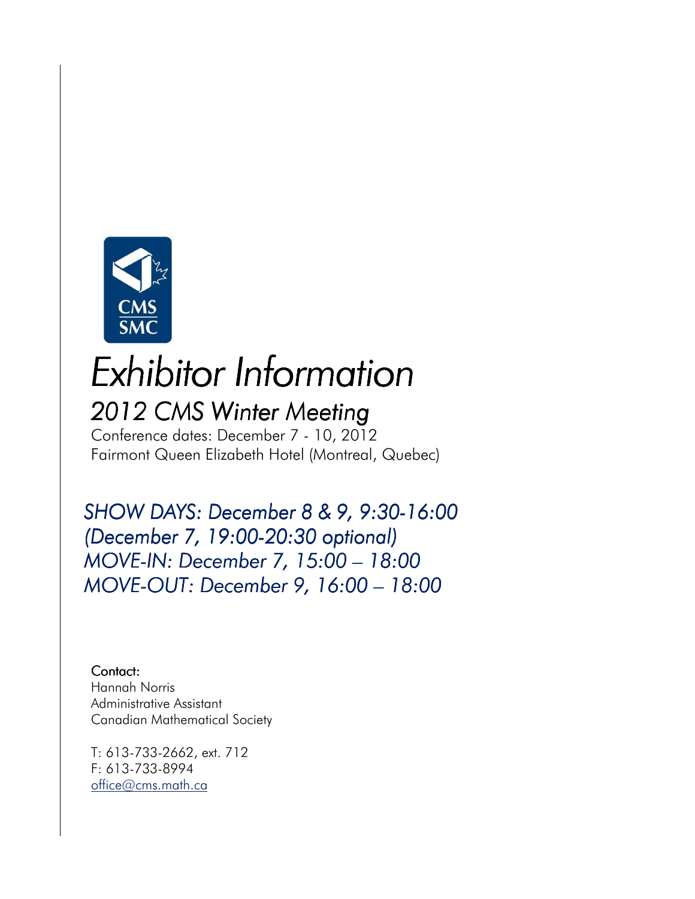# *Exhibitor Information*

## *2012 CMS Winter Meeting*

Conference dates: December 7 - 10, 2012
Fairmont Queen Elizabeth Hotel (Montreal, Quebec)

*SHOW DAYS: December 8 & 9, 9:30-16:00*
*(December 7, 19:00-20:30 optional)*
*MOVE-IN: December 7, 15:00 – 18:00*
*MOVE-OUT: December 9, 16:00 – 18:00*

Contact:
Hannah Norris
Administrative Assistant
Canadian Mathematical Society

T: 613-733-2662, ext. 712
F: 613-733-8994
office@cms.math.ca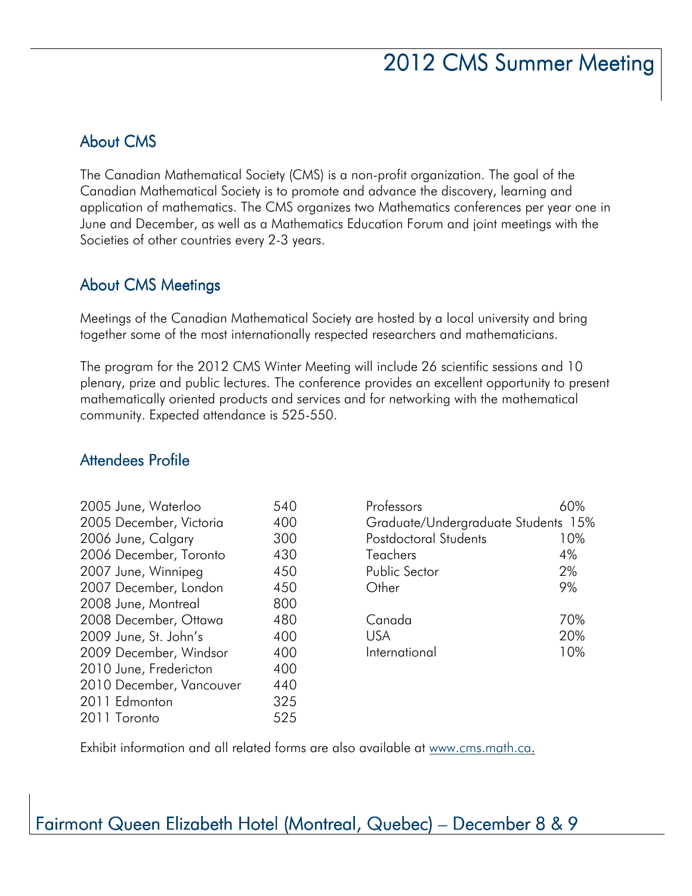# 2012 CMS Summer Meeting

## About CMS

The Canadian Mathematical Society (CMS) is a non-profit organization. The goal of the Canadian Mathematical Society is to promote and advance the discovery, learning and application of mathematics. The CMS organizes two Mathematics conferences per year one in June and December, as well as a Mathematics Education Forum and joint meetings with the Societies of other countries every 2-3 years.

## About CMS Meetings

Meetings of the Canadian Mathematical Society are hosted by a local university and bring together some of the most internationally respected researchers and mathematicians.

The program for the 2012 CMS Winter Meeting will include 26 scientific sessions and 10 plenary, prize and public lectures. The conference provides an excellent opportunity to present mathematically oriented products and services and for networking with the mathematical community. Expected attendance is 525-550.

## Attendees Profile

| Meeting | Attendance |
|---|---|
| 2005 June, Waterloo | 540 |
| 2005 December, Victoria | 400 |
| 2006 June, Calgary | 300 |
| 2006 December, Toronto | 430 |
| 2007 June, Winnipeg | 450 |
| 2007 December, London | 450 |
| 2008 June, Montreal | 800 |
| 2008 December, Ottawa | 480 |
| 2009 June, St. John's | 400 |
| 2009 December, Windsor | 400 |
| 2010 June, Fredericton | 400 |
| 2010 December, Vancouver | 440 |
| 2011 Edmonton | 325 |
| 2011 Toronto | 525 |

| Category | Percentage |
|---|---|
| Professors | 60% |
| Graduate/Undergraduate Students | 15% |
| Postdoctoral Students | 10% |
| Teachers | 4% |
| Public Sector | 2% |
| Other | 9% |

| Region | Percentage |
|---|---|
| Canada | 70% |
| USA | 20% |
| International | 10% |

Exhibit information and all related forms are also available at www.cms.math.ca.

Fairmont Queen Elizabeth Hotel (Montreal, Quebec) – December 8 & 9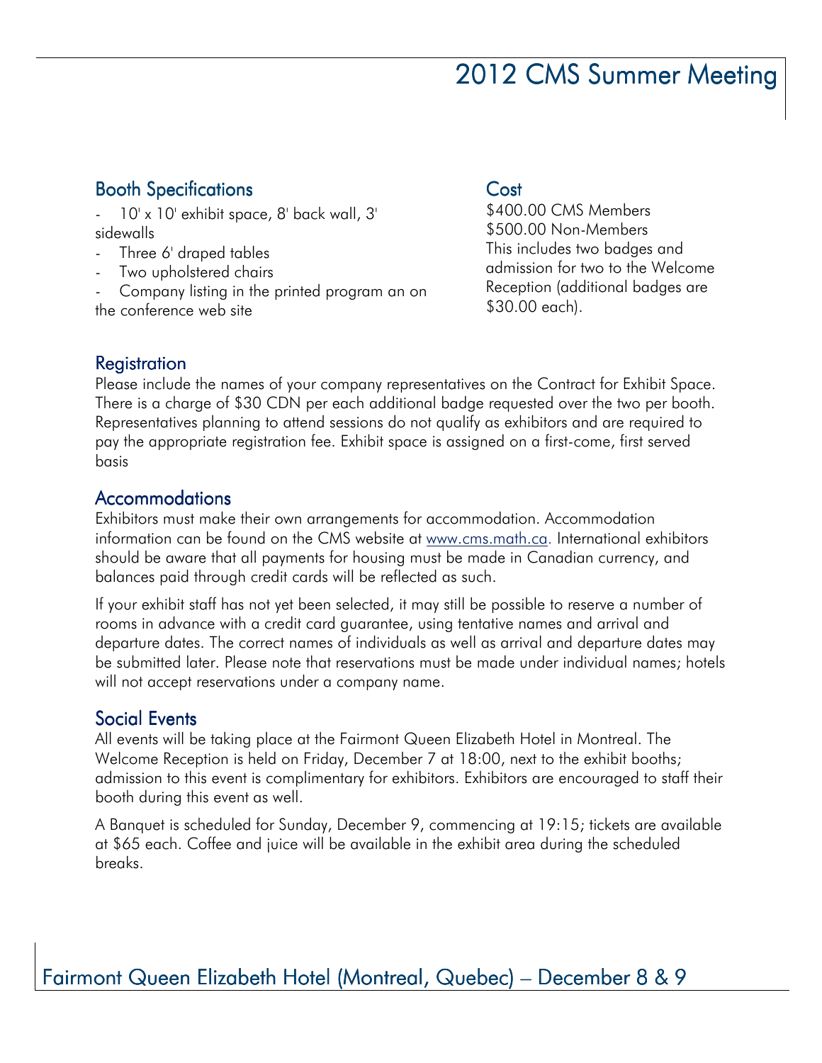## Booth Specifications

- 10' x 10' exhibit space, 8' back wall, 3' sidewalls
- Three 6' draped tables
- Two upholstered chairs
- Company listing in the printed program an on the conference web site

## Cost

$400.00 CMS Members
$500.00 Non-Members
This includes two badges and admission for two to the Welcome Reception (additional badges are $30.00 each).

## Registration

Please include the names of your company representatives on the Contract for Exhibit Space. There is a charge of $30 CDN per each additional badge requested over the two per booth. Representatives planning to attend sessions do not qualify as exhibitors and are required to pay the appropriate registration fee. Exhibit space is assigned on a first-come, first served basis

## Accommodations

Exhibitors must make their own arrangements for accommodation. Accommodation information can be found on the CMS website at www.cms.math.ca. International exhibitors should be aware that all payments for housing must be made in Canadian currency, and balances paid through credit cards will be reflected as such.

If your exhibit staff has not yet been selected, it may still be possible to reserve a number of rooms in advance with a credit card guarantee, using tentative names and arrival and departure dates. The correct names of individuals as well as arrival and departure dates may be submitted later. Please note that reservations must be made under individual names; hotels will not accept reservations under a company name.

## Social Events

All events will be taking place at the Fairmont Queen Elizabeth Hotel in Montreal. The Welcome Reception is held on Friday, December 7 at 18:00, next to the exhibit booths; admission to this event is complimentary for exhibitors. Exhibitors are encouraged to staff their booth during this event as well.

A Banquet is scheduled for Sunday, December 9, commencing at 19:15; tickets are available at $65 each. Coffee and juice will be available in the exhibit area during the scheduled breaks.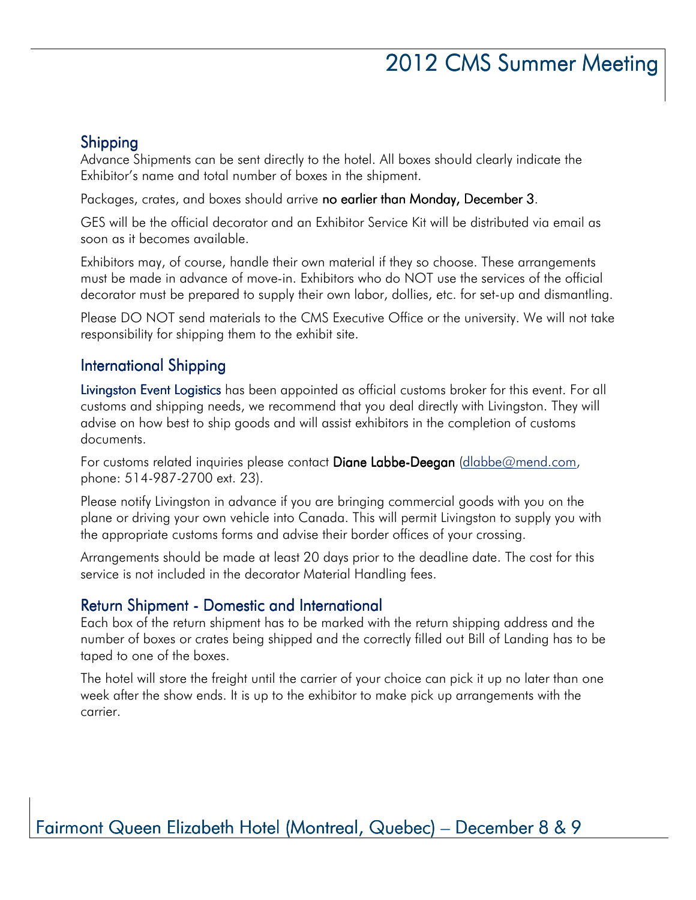## Shipping

Advance Shipments can be sent directly to the hotel. All boxes should clearly indicate the Exhibitor's name and total number of boxes in the shipment.

Packages, crates, and boxes should arrive **no earlier than Monday, December 3**.

GES will be the official decorator and an Exhibitor Service Kit will be distributed via email as soon as it becomes available.

Exhibitors may, of course, handle their own material if they so choose. These arrangements must be made in advance of move-in. Exhibitors who do NOT use the services of the official decorator must be prepared to supply their own labor, dollies, etc. for set-up and dismantling.

Please DO NOT send materials to the CMS Executive Office or the university. We will not take responsibility for shipping them to the exhibit site.

## International Shipping

Livingston Event Logistics has been appointed as official customs broker for this event. For all customs and shipping needs, we recommend that you deal directly with Livingston. They will advise on how best to ship goods and will assist exhibitors in the completion of customs documents.

For customs related inquiries please contact **Diane Labbe-Deegan** (dlabbe@mend.com, phone: 514-987-2700 ext. 23).

Please notify Livingston in advance if you are bringing commercial goods with you on the plane or driving your own vehicle into Canada. This will permit Livingston to supply you with the appropriate customs forms and advise their border offices of your crossing.

Arrangements should be made at least 20 days prior to the deadline date. The cost for this service is not included in the decorator Material Handling fees.

## Return Shipment - Domestic and International

Each box of the return shipment has to be marked with the return shipping address and the number of boxes or crates being shipped and the correctly filled out Bill of Landing has to be taped to one of the boxes.

The hotel will store the freight until the carrier of your choice can pick it up no later than one week after the show ends. It is up to the exhibitor to make pick up arrangements with the carrier.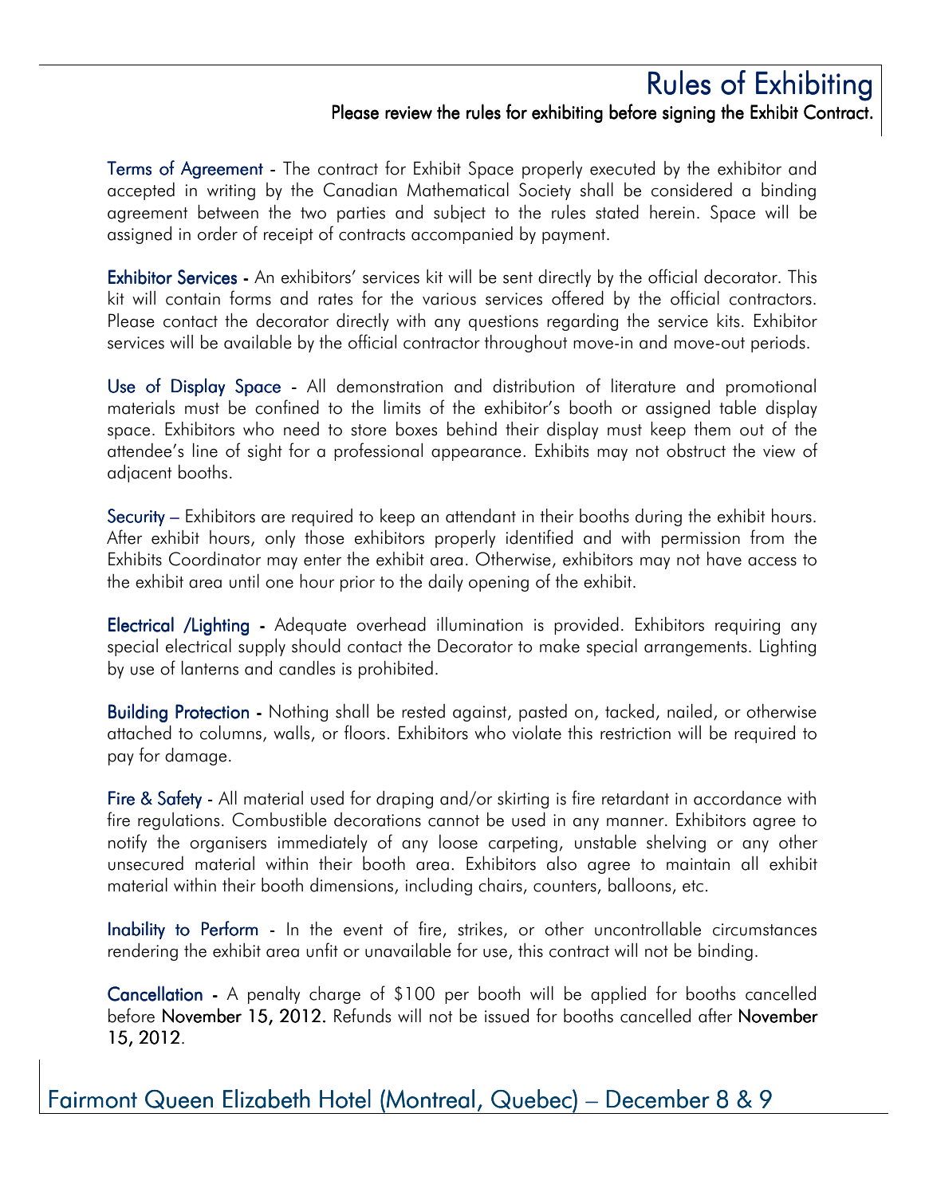# Rules of Exhibiting

**Please review the rules for exhibiting before signing the Exhibit Contract.**

**Terms of Agreement** - The contract for Exhibit Space properly executed by the exhibitor and accepted in writing by the Canadian Mathematical Society shall be considered a binding agreement between the two parties and subject to the rules stated herein. Space will be assigned in order of receipt of contracts accompanied by payment.

**Exhibitor Services** - An exhibitors' services kit will be sent directly by the official decorator. This kit will contain forms and rates for the various services offered by the official contractors. Please contact the decorator directly with any questions regarding the service kits. Exhibitor services will be available by the official contractor throughout move-in and move-out periods.

**Use of Display Space** - All demonstration and distribution of literature and promotional materials must be confined to the limits of the exhibitor's booth or assigned table display space. Exhibitors who need to store boxes behind their display must keep them out of the attendee's line of sight for a professional appearance. Exhibits may not obstruct the view of adjacent booths.

**Security** – Exhibitors are required to keep an attendant in their booths during the exhibit hours. After exhibit hours, only those exhibitors properly identified and with permission from the Exhibits Coordinator may enter the exhibit area. Otherwise, exhibitors may not have access to the exhibit area until one hour prior to the daily opening of the exhibit.

**Electrical /Lighting** - Adequate overhead illumination is provided. Exhibitors requiring any special electrical supply should contact the Decorator to make special arrangements. Lighting by use of lanterns and candles is prohibited.

**Building Protection** - Nothing shall be rested against, pasted on, tacked, nailed, or otherwise attached to columns, walls, or floors. Exhibitors who violate this restriction will be required to pay for damage.

**Fire & Safety** - All material used for draping and/or skirting is fire retardant in accordance with fire regulations. Combustible decorations cannot be used in any manner. Exhibitors agree to notify the organisers immediately of any loose carpeting, unstable shelving or any other unsecured material within their booth area. Exhibitors also agree to maintain all exhibit material within their booth dimensions, including chairs, counters, balloons, etc.

**Inability to Perform** - In the event of fire, strikes, or other uncontrollable circumstances rendering the exhibit area unfit or unavailable for use, this contract will not be binding.

**Cancellation** - A penalty charge of $100 per booth will be applied for booths cancelled before **November 15, 2012.** Refunds will not be issued for booths cancelled after **November 15, 2012**.

## Fairmont Queen Elizabeth Hotel (Montreal, Quebec) – December 8 & 9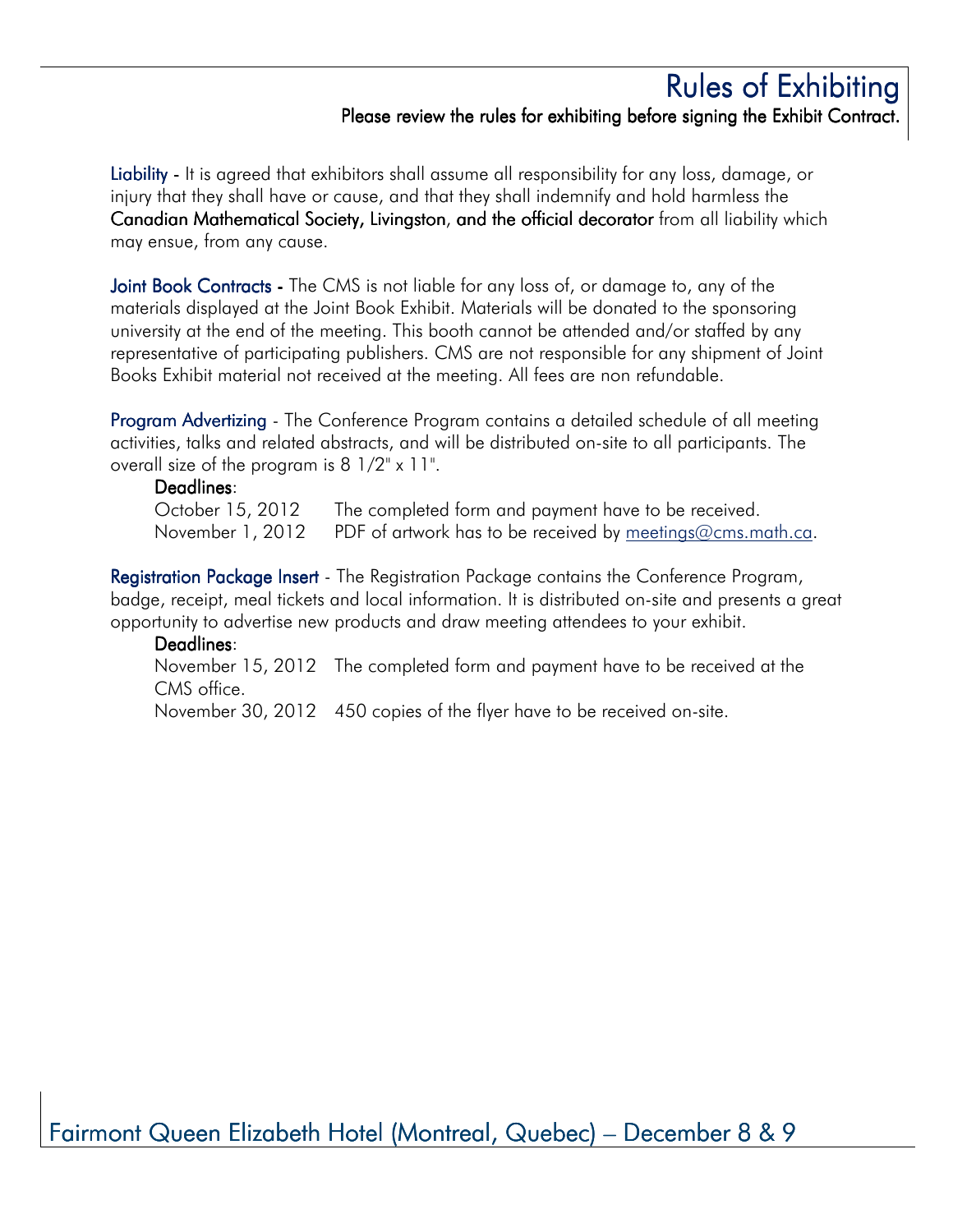# Rules of Exhibiting

**Please review the rules for exhibiting before signing the Exhibit Contract.**

**Liability** - It is agreed that exhibitors shall assume all responsibility for any loss, damage, or injury that they shall have or cause, and that they shall indemnify and hold harmless the **Canadian Mathematical Society, Livingston**, **and the official decorator** from all liability which may ensue, from any cause.

**Joint Book Contracts -** The CMS is not liable for any loss of, or damage to, any of the materials displayed at the Joint Book Exhibit. Materials will be donated to the sponsoring university at the end of the meeting. This booth cannot be attended and/or staffed by any representative of participating publishers. CMS are not responsible for any shipment of Joint Books Exhibit material not received at the meeting. All fees are non refundable.

**Program Advertizing** - The Conference Program contains a detailed schedule of all meeting activities, talks and related abstracts, and will be distributed on-site to all participants. The overall size of the program is 8 1/2" x 11".

**Deadlines**:

October 15, 2012 The completed form and payment have to be received.
November 1, 2012 PDF of artwork has to be received by meetings@cms.math.ca.

**Registration Package Insert** - The Registration Package contains the Conference Program, badge, receipt, meal tickets and local information. It is distributed on-site and presents a great opportunity to advertise new products and draw meeting attendees to your exhibit.

**Deadlines**:

November 15, 2012 The completed form and payment have to be received at the CMS office.
November 30, 2012 450 copies of the flyer have to be received on-site.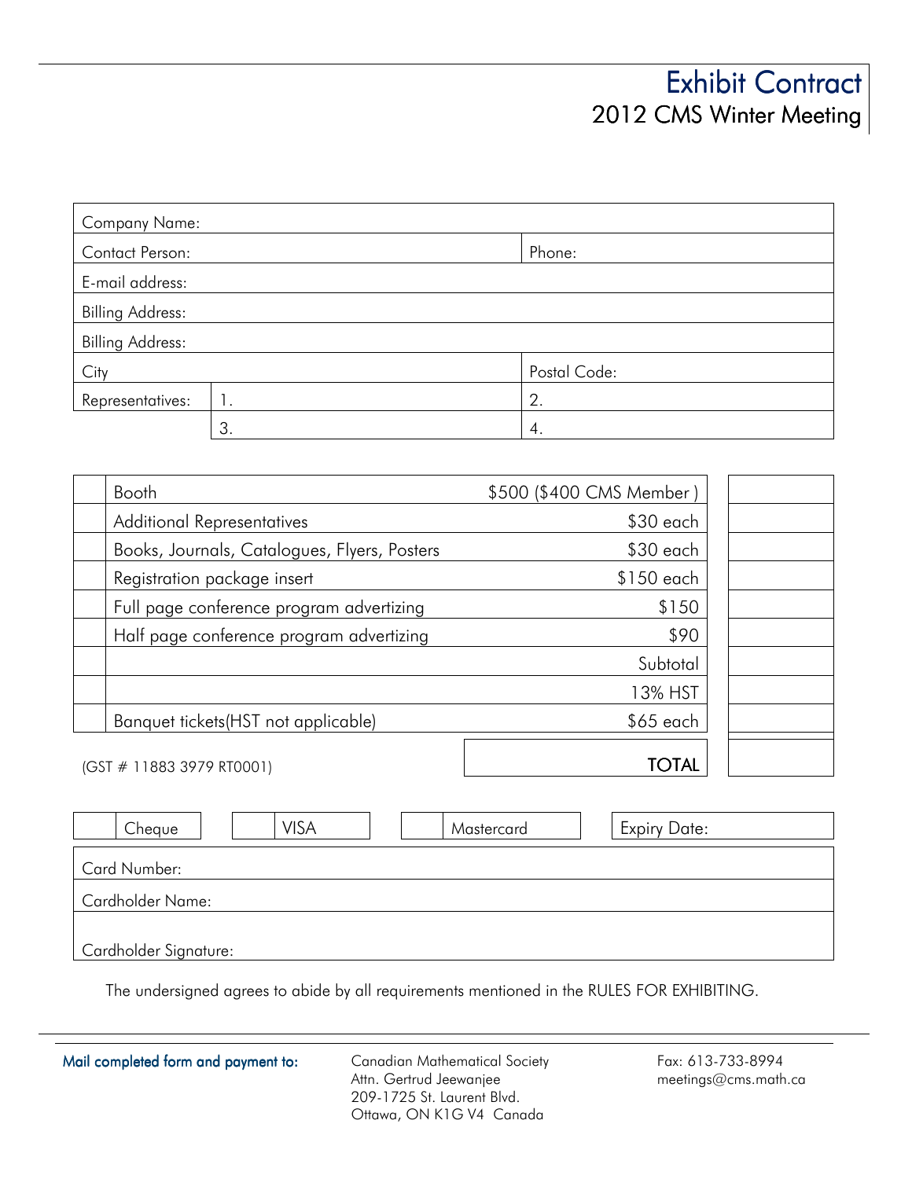# Exhibit Contract

## 2012 CMS Winter Meeting

| | | |
|---|---|---|
| Company Name: | | |
| Contact Person: | | Phone: |
| E-mail address: | | |
| Billing Address: | | |
| Billing Address: | | |
| City | | Postal Code: |
| Representatives: | 1. | 2. |
| | 3. | 4. |

| | | | |
|---|---|---|---|
| | Booth | $500 ($400 CMS Member ) | |
| | Additional Representatives | $30 each | |
| | Books, Journals, Catalogues, Flyers, Posters | $30 each | |
| | Registration package insert | $150 each | |
| | Full page conference program advertizing | $150 | |
| | Half page conference program advertizing | $90 | |
| | | Subtotal | |
| | | 13% HST | |
| | Banquet tickets(HST not applicable) | $65 each | |
| | | **TOTAL** | |

(GST # 11883 3979 RT0001)

| | | | | | | |
|---|---|---|---|---|---|---|
| | Cheque | | VISA | | Mastercard | Expiry Date: |

| |
|---|
| Card Number: |
| Cardholder Name: |
| Cardholder Signature: |

The undersigned agrees to abide by all requirements mentioned in the RULES FOR EXHIBITING.

**Mail completed form and payment to:**

Canadian Mathematical Society
Attn. Gertrud Jeewanjee
209-1725 St. Laurent Blvd.
Ottawa, ON K1G V4 Canada

Fax: 613-733-8994
meetings@cms.math.ca